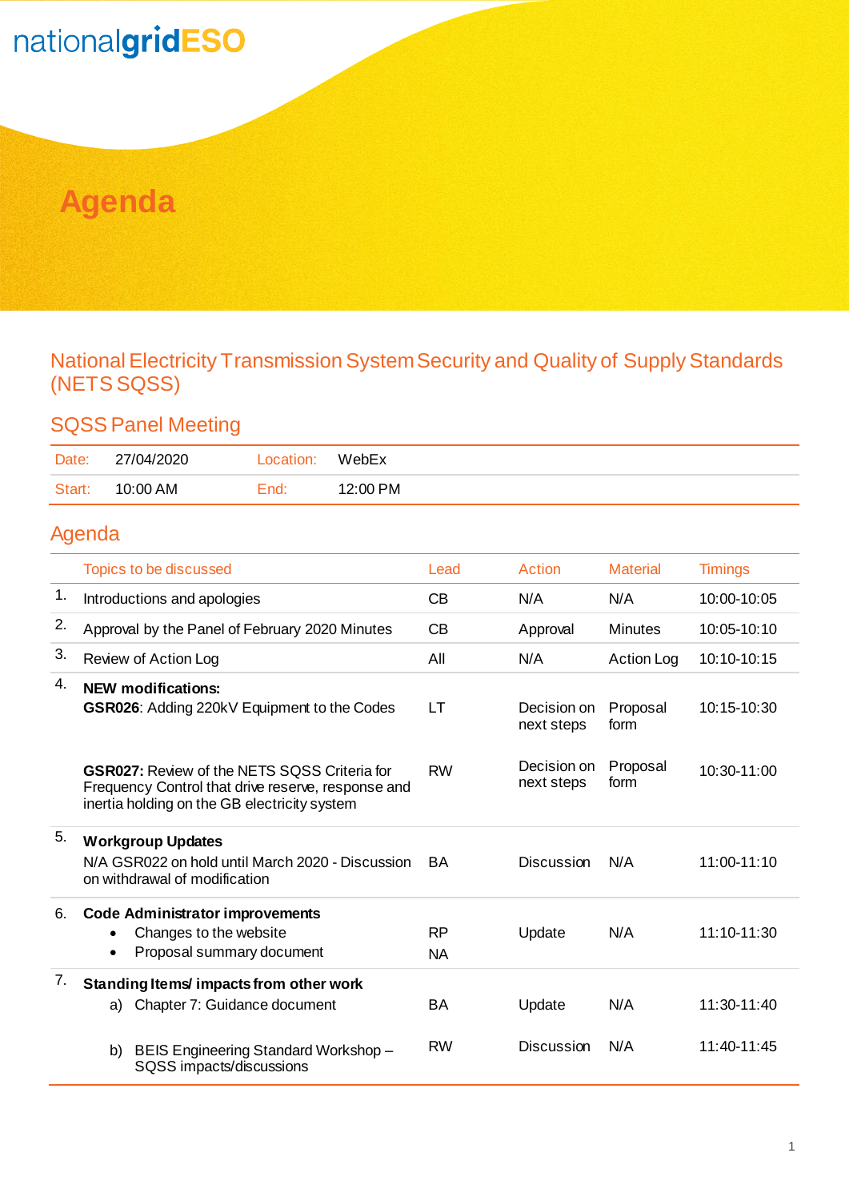nationalgridESO

# Agenda

## National Electricity Transmission System Security and Quality of Supply Standards (NETS SQSS)

### SQSS Panel Meeting

| Date: | 27/04/2020 | Location: | WebEx |
|---|---|---|---|
| Start: | 10:00 AM | End: | 12:00 PM |

### Agenda

| | Topics to be discussed | Lead | Action | Material | Timings |
|---|---|---|---|---|---|
| 1. | Introductions and apologies | CB | N/A | N/A | 10:00-10:05 |
| 2. | Approval by the Panel of February 2020 Minutes | CB | Approval | Minutes | 10:05-10:10 |
| 3. | Review of Action Log | All | N/A | Action Log | 10:10-10:15 |
| 4. | **NEW modifications:** | | | | |
| | **GSR026**: Adding 220kV Equipment to the Codes | LT | Decision on next steps | Proposal form | 10:15-10:30 |
| | **GSR027:** Review of the NETS SQSS Criteria for Frequency Control that drive reserve, response and inertia holding on the GB electricity system | RW | Decision on next steps | Proposal form | 10:30-11:00 |
| 5. | **Workgroup Updates** | | | | |
| | N/A GSR022 on hold until March 2020 - Discussion on withdrawal of modification | BA | Discussion | N/A | 11:00-11:10 |
| 6. | **Code Administrator improvements** | | | | |
| | • Changes to the website<br>• Proposal summary document | RP<br>NA | Update | N/A | 11:10-11:30 |
| 7. | **Standing Items/ impacts from other work** | | | | |
| | a) Chapter 7: Guidance document | BA | Update | N/A | 11:30-11:40 |
| | b) BEIS Engineering Standard Workshop – SQSS impacts/discussions | RW | Discussion | N/A | 11:40-11:45 |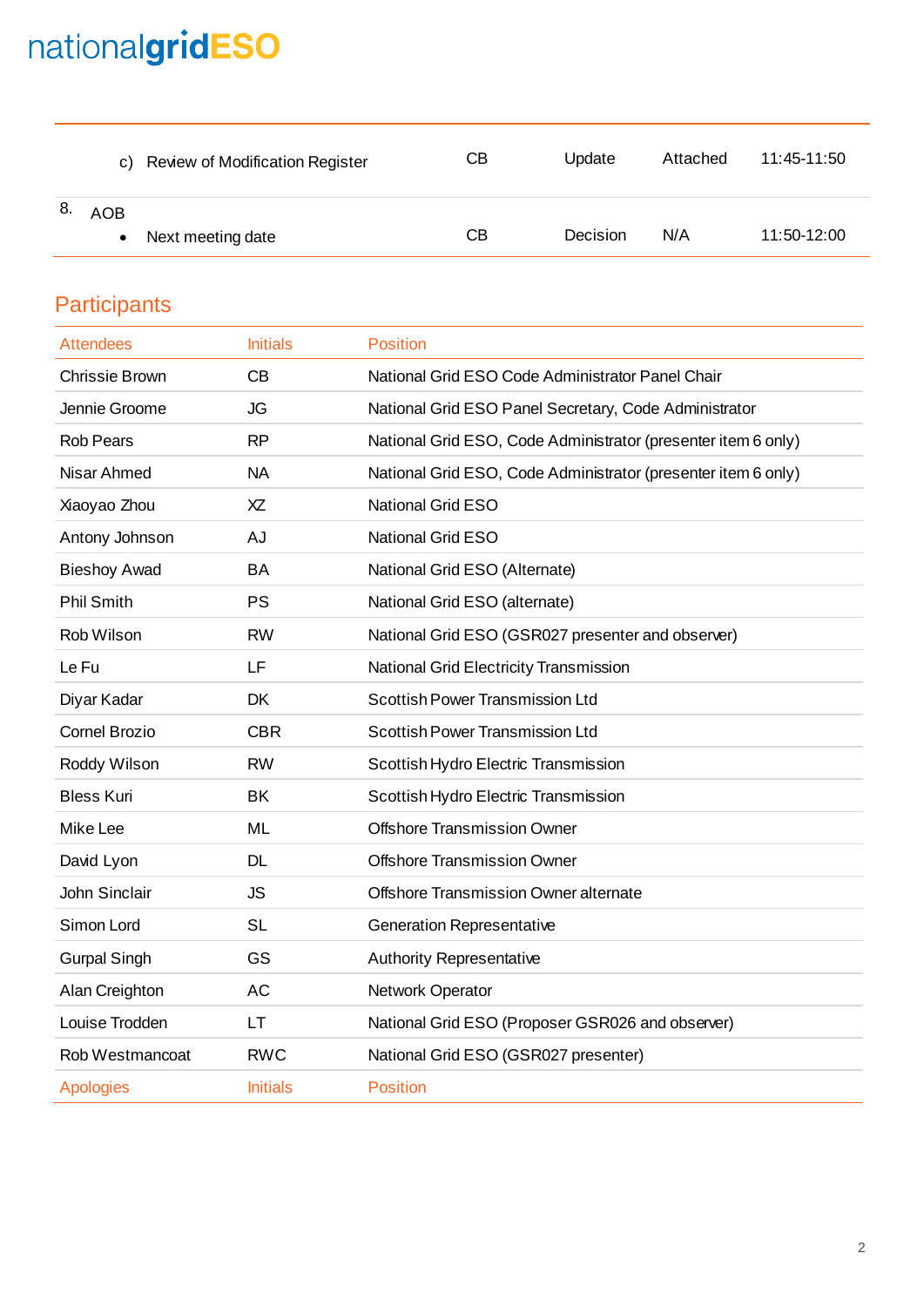| | | | | | |
|---|---|---|---|---|---|
| | c) Review of Modification Register | CB | Update | Attached | 11:45-11:50 |
| 8. | AOB<br>• Next meeting date | CB | Decision | N/A | 11:50-12:00 |

## Participants

| Attendees | Initials | Position |
|---|---|---|
| Chrissie Brown | CB | National Grid ESO Code Administrator Panel Chair |
| Jennie Groome | JG | National Grid ESO Panel Secretary, Code Administrator |
| Rob Pears | RP | National Grid ESO, Code Administrator (presenter item 6 only) |
| Nisar Ahmed | NA | National Grid ESO, Code Administrator (presenter item 6 only) |
| Xiaoyao Zhou | XZ | National Grid ESO |
| Antony Johnson | AJ | National Grid ESO |
| Bieshoy Awad | BA | National Grid ESO (Alternate) |
| Phil Smith | PS | National Grid ESO (alternate) |
| Rob Wilson | RW | National Grid ESO (GSR027 presenter and observer) |
| Le Fu | LF | National Grid Electricity Transmission |
| Diyar Kadar | DK | Scottish Power Transmission Ltd |
| Cornel Brozio | CBR | Scottish Power Transmission Ltd |
| Roddy Wilson | RW | Scottish Hydro Electric Transmission |
| Bless Kuri | BK | Scottish Hydro Electric Transmission |
| Mike Lee | ML | Offshore Transmission Owner |
| David Lyon | DL | Offshore Transmission Owner |
| John Sinclair | JS | Offshore Transmission Owner alternate |
| Simon Lord | SL | Generation Representative |
| Gurpal Singh | GS | Authority Representative |
| Alan Creighton | AC | Network Operator |
| Louise Trodden | LT | National Grid ESO (Proposer GSR026 and observer) |
| Rob Westmancoat | RWC | National Grid ESO (GSR027 presenter) |
| **Apologies** | **Initials** | **Position** |